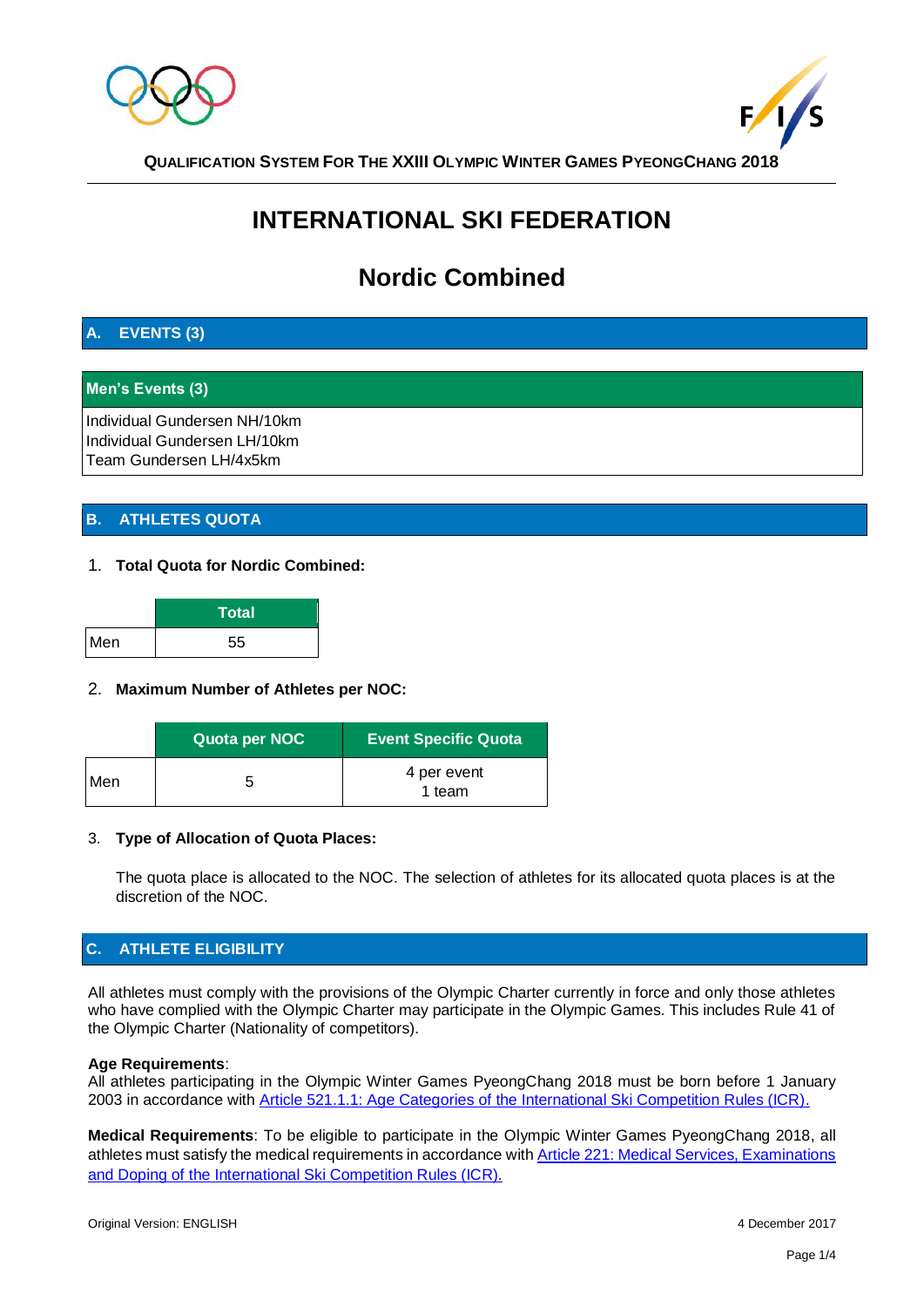QUALIFICATION SYSTEM FOR THE XXIII OLYMPIC WINTER GAMES PYEONGCHANG 2018

# INTERNATIONAL SKI FEDERATION

# Nordic Combined

## A. EVENTS (3)

### Men's Events (3)

Individual Gundersen NH/10km
Individual Gundersen LH/10km
Team Gundersen LH/4x5km

## B. ATHLETES QUOTA

1. **Total Quota for Nordic Combined:**

| | Total |
|---|---|
| Men | 55 |

2. **Maximum Number of Athletes per NOC:**

| | Quota per NOC | Event Specific Quota |
|---|---|---|
| Men | 5 | 4 per event<br>1 team |

3. **Type of Allocation of Quota Places:**

The quota place is allocated to the NOC. The selection of athletes for its allocated quota places is at the discretion of the NOC.

## C. ATHLETE ELIGIBILITY

All athletes must comply with the provisions of the Olympic Charter currently in force and only those athletes who have complied with the Olympic Charter may participate in the Olympic Games. This includes Rule 41 of the Olympic Charter (Nationality of competitors).

**Age Requirements**:
All athletes participating in the Olympic Winter Games PyeongChang 2018 must be born before 1 January 2003 in accordance with Article 521.1.1: Age Categories of the International Ski Competition Rules (ICR).

**Medical Requirements**: To be eligible to participate in the Olympic Winter Games PyeongChang 2018, all athletes must satisfy the medical requirements in accordance with Article 221: Medical Services, Examinations and Doping of the International Ski Competition Rules (ICR).

Original Version: ENGLISH    4 December 2017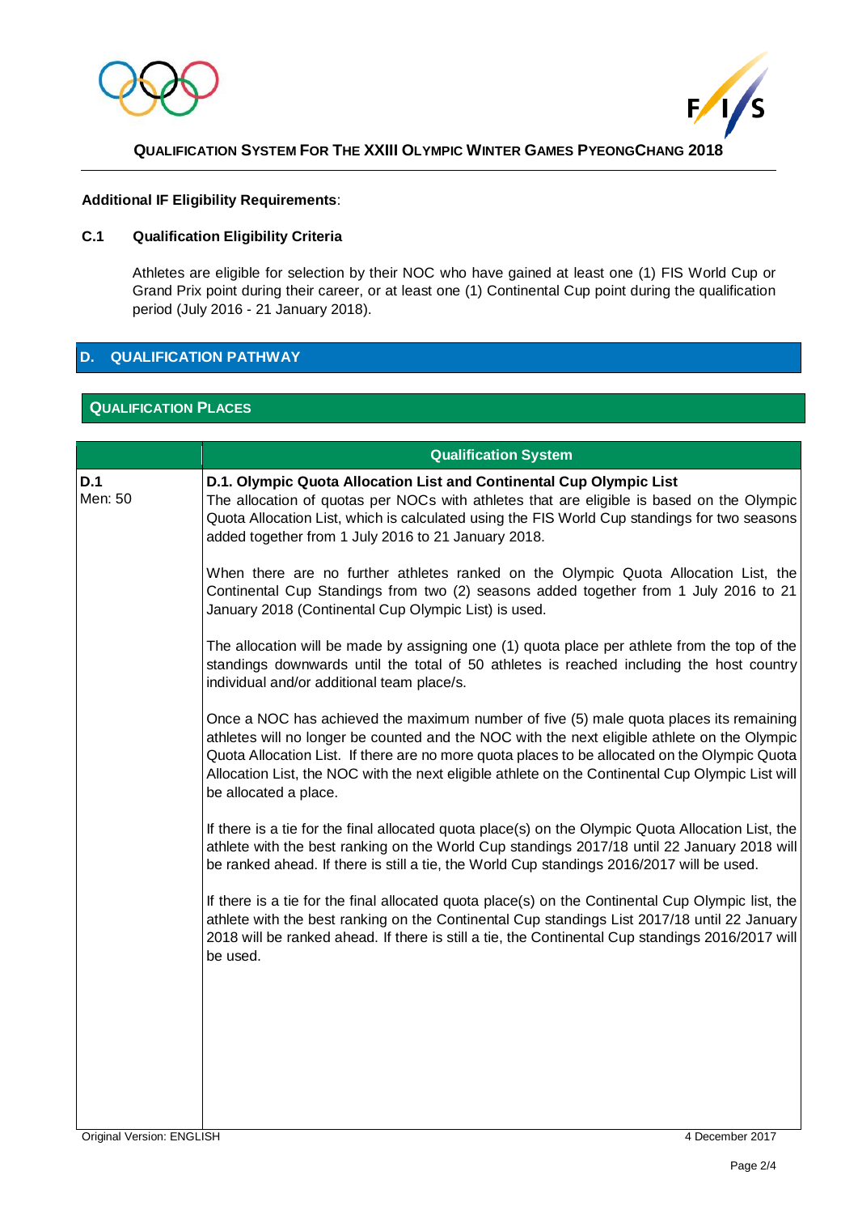**Additional IF Eligibility Requirements**:

**C.1 Qualification Eligibility Criteria**

Athletes are eligible for selection by their NOC who have gained at least one (1) FIS World Cup or Grand Prix point during their career, or at least one (1) Continental Cup point during the qualification period (July 2016 - 21 January 2018).

## D. QUALIFICATION PATHWAY

### QUALIFICATION PLACES

| | Qualification System |
|---|---|
| **D.1**<br>Men: 50 | **D.1. Olympic Quota Allocation List and Continental Cup Olympic List**<br>The allocation of quotas per NOCs with athletes that are eligible is based on the Olympic Quota Allocation List, which is calculated using the FIS World Cup standings for two seasons added together from 1 July 2016 to 21 January 2018.<br><br>When there are no further athletes ranked on the Olympic Quota Allocation List, the Continental Cup Standings from two (2) seasons added together from 1 July 2016 to 21 January 2018 (Continental Cup Olympic List) is used.<br><br>The allocation will be made by assigning one (1) quota place per athlete from the top of the standings downwards until the total of 50 athletes is reached including the host country individual and/or additional team place/s.<br><br>Once a NOC has achieved the maximum number of five (5) male quota places its remaining athletes will no longer be counted and the NOC with the next eligible athlete on the Olympic Quota Allocation List. If there are no more quota places to be allocated on the Olympic Quota Allocation List, the NOC with the next eligible athlete on the Continental Cup Olympic List will be allocated a place.<br><br>If there is a tie for the final allocated quota place(s) on the Olympic Quota Allocation List, the athlete with the best ranking on the World Cup standings 2017/18 until 22 January 2018 will be ranked ahead. If there is still a tie, the World Cup standings 2016/2017 will be used.<br><br>If there is a tie for the final allocated quota place(s) on the Continental Cup Olympic list, the athlete with the best ranking on the Continental Cup standings List 2017/18 until 22 January 2018 will be ranked ahead. If there is still a tie, the Continental Cup standings 2016/2017 will be used. |

Original Version: ENGLISH 4 December 2017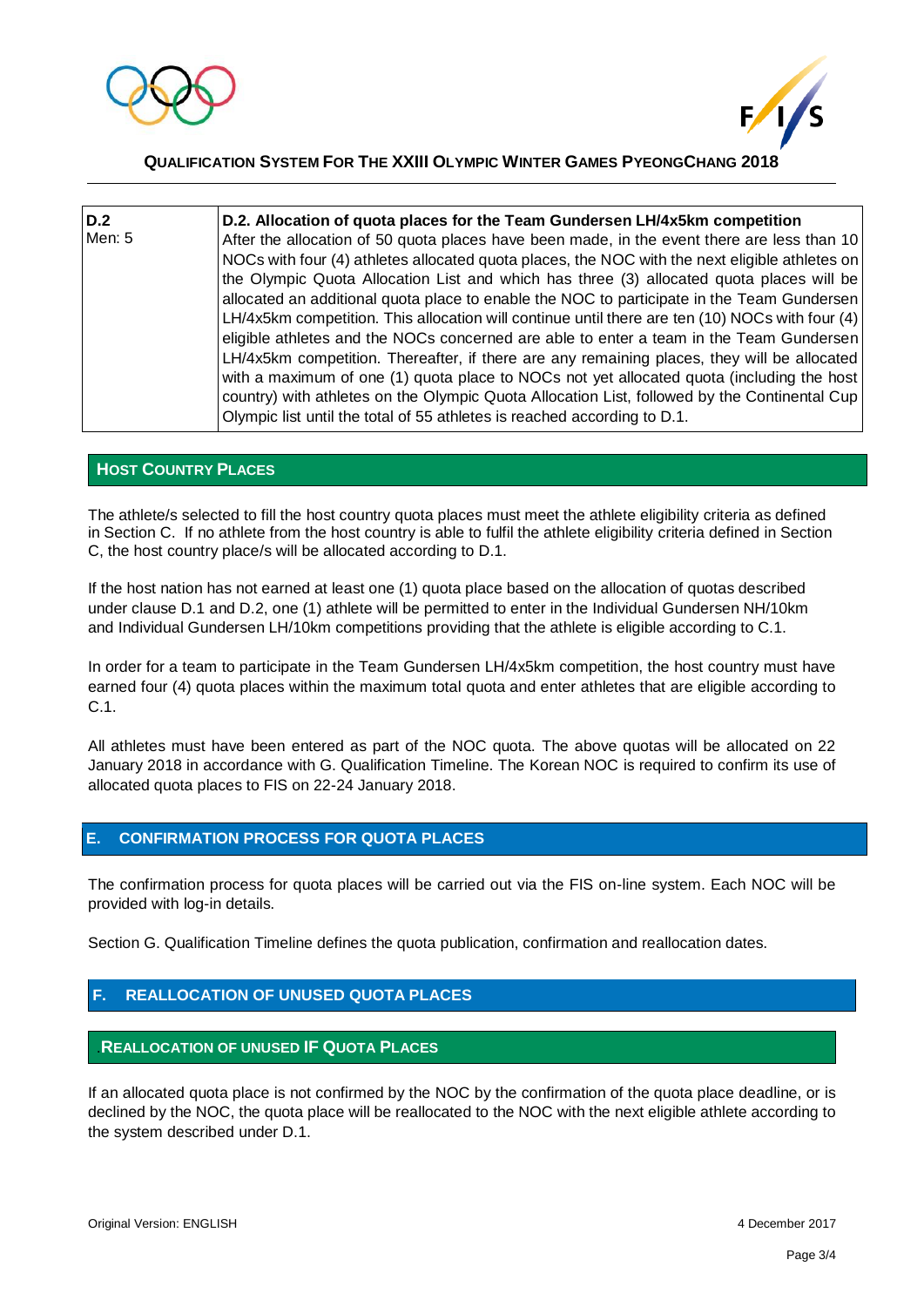| D.2<br>Men: 5 | **D.2. Allocation of quota places for the Team Gundersen LH/4x5km competition**<br>After the allocation of 50 quota places have been made, in the event there are less than 10 NOCs with four (4) athletes allocated quota places, the NOC with the next eligible athletes on the Olympic Quota Allocation List and which has three (3) allocated quota places will be allocated an additional quota place to enable the NOC to participate in the Team Gundersen LH/4x5km competition. This allocation will continue until there are ten (10) NOCs with four (4) eligible athletes and the NOCs concerned are able to enter a team in the Team Gundersen LH/4x5km competition. Thereafter, if there are any remaining places, they will be allocated with a maximum of one (1) quota place to NOCs not yet allocated quota (including the host country) with athletes on the Olympic Quota Allocation List, followed by the Continental Cup Olympic list until the total of 55 athletes is reached according to D.1. |
|---|---|

### HOST COUNTRY PLACES

The athlete/s selected to fill the host country quota places must meet the athlete eligibility criteria as defined in Section C. If no athlete from the host country is able to fulfil the athlete eligibility criteria defined in Section C, the host country place/s will be allocated according to D.1.

If the host nation has not earned at least one (1) quota place based on the allocation of quotas described under clause D.1 and D.2, one (1) athlete will be permitted to enter in the Individual Gundersen NH/10km and Individual Gundersen LH/10km competitions providing that the athlete is eligible according to C.1.

In order for a team to participate in the Team Gundersen LH/4x5km competition, the host country must have earned four (4) quota places within the maximum total quota and enter athletes that are eligible according to C.1.

All athletes must have been entered as part of the NOC quota. The above quotas will be allocated on 22 January 2018 in accordance with G. Qualification Timeline. The Korean NOC is required to confirm its use of allocated quota places to FIS on 22-24 January 2018.

## E. CONFIRMATION PROCESS FOR QUOTA PLACES

The confirmation process for quota places will be carried out via the FIS on-line system. Each NOC will be provided with log-in details.

Section G. Qualification Timeline defines the quota publication, confirmation and reallocation dates.

## F. REALLOCATION OF UNUSED QUOTA PLACES

### REALLOCATION OF UNUSED IF QUOTA PLACES

If an allocated quota place is not confirmed by the NOC by the confirmation of the quota place deadline, or is declined by the NOC, the quota place will be reallocated to the NOC with the next eligible athlete according to the system described under D.1.

Original Version: ENGLISH 4 December 2017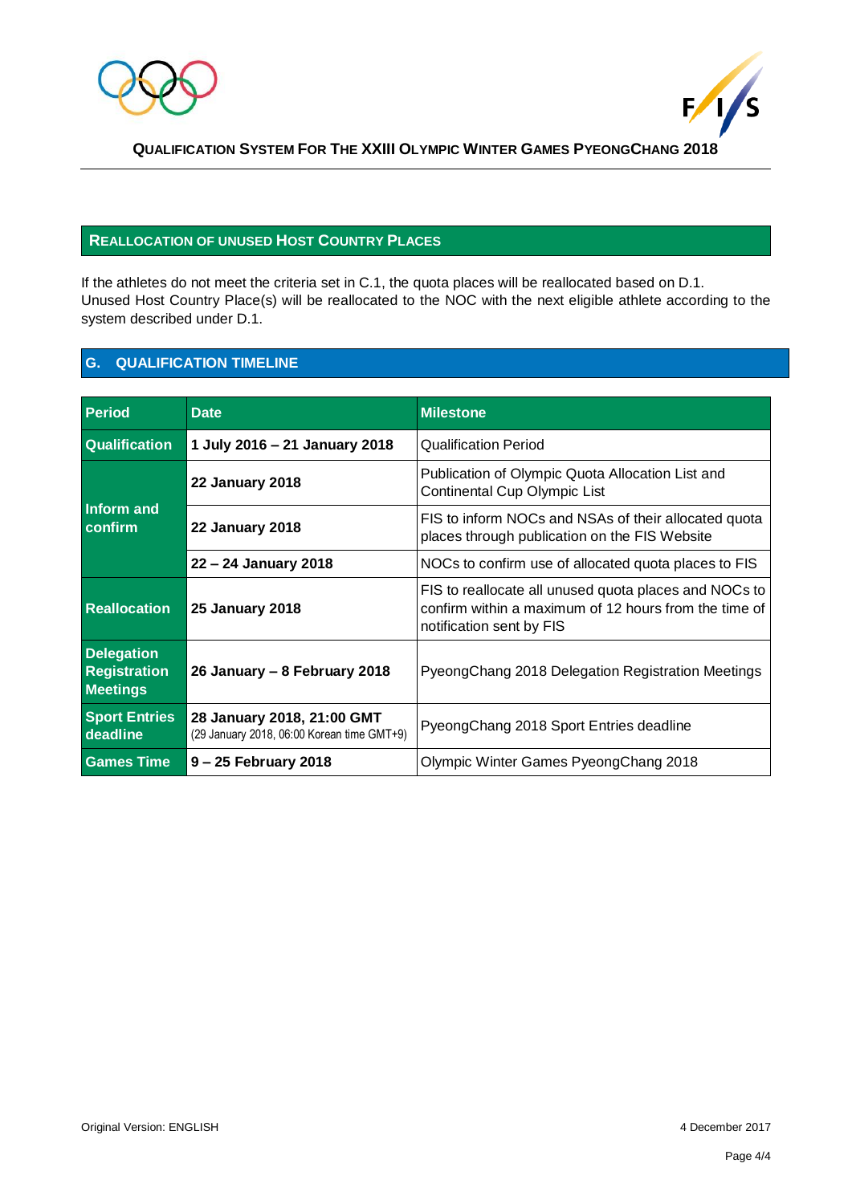## REALLOCATION OF UNUSED HOST COUNTRY PLACES

If the athletes do not meet the criteria set in C.1, the quota places will be reallocated based on D.1.
Unused Host Country Place(s) will be reallocated to the NOC with the next eligible athlete according to the system described under D.1.

## G. QUALIFICATION TIMELINE

| Period | Date | Milestone |
|---|---|---|
| **Qualification** | **1 July 2016 – 21 January 2018** | Qualification Period |
| **Inform and confirm** | **22 January 2018** | Publication of Olympic Quota Allocation List and Continental Cup Olympic List |
| | **22 January 2018** | FIS to inform NOCs and NSAs of their allocated quota places through publication on the FIS Website |
| | **22 – 24 January 2018** | NOCs to confirm use of allocated quota places to FIS |
| **Reallocation** | **25 January 2018** | FIS to reallocate all unused quota places and NOCs to confirm within a maximum of 12 hours from the time of notification sent by FIS |
| **Delegation Registration Meetings** | **26 January – 8 February 2018** | PyeongChang 2018 Delegation Registration Meetings |
| **Sport Entries deadline** | **28 January 2018, 21:00 GMT** (29 January 2018, 06:00 Korean time GMT+9) | PyeongChang 2018 Sport Entries deadline |
| **Games Time** | **9 – 25 February 2018** | Olympic Winter Games PyeongChang 2018 |

Original Version: ENGLISH 4 December 2017